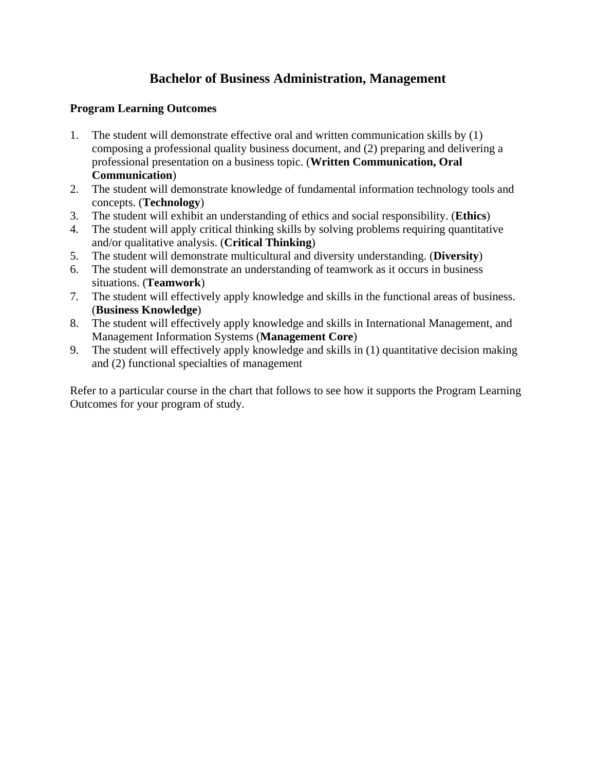# Bachelor of Business Administration, Management

**Program Learning Outcomes**

1. The student will demonstrate effective oral and written communication skills by (1) composing a professional quality business document, and (2) preparing and delivering a professional presentation on a business topic. (**Written Communication, Oral Communication**)
2. The student will demonstrate knowledge of fundamental information technology tools and concepts. (**Technology**)
3. The student will exhibit an understanding of ethics and social responsibility. (**Ethics**)
4. The student will apply critical thinking skills by solving problems requiring quantitative and/or qualitative analysis. (**Critical Thinking**)
5. The student will demonstrate multicultural and diversity understanding. (**Diversity**)
6. The student will demonstrate an understanding of teamwork as it occurs in business situations. (**Teamwork**)
7. The student will effectively apply knowledge and skills in the functional areas of business. (**Business Knowledge**)
8. The student will effectively apply knowledge and skills in International Management, and Management Information Systems (**Management Core**)
9. The student will effectively apply knowledge and skills in (1) quantitative decision making and (2) functional specialties of management

Refer to a particular course in the chart that follows to see how it supports the Program Learning Outcomes for your program of study.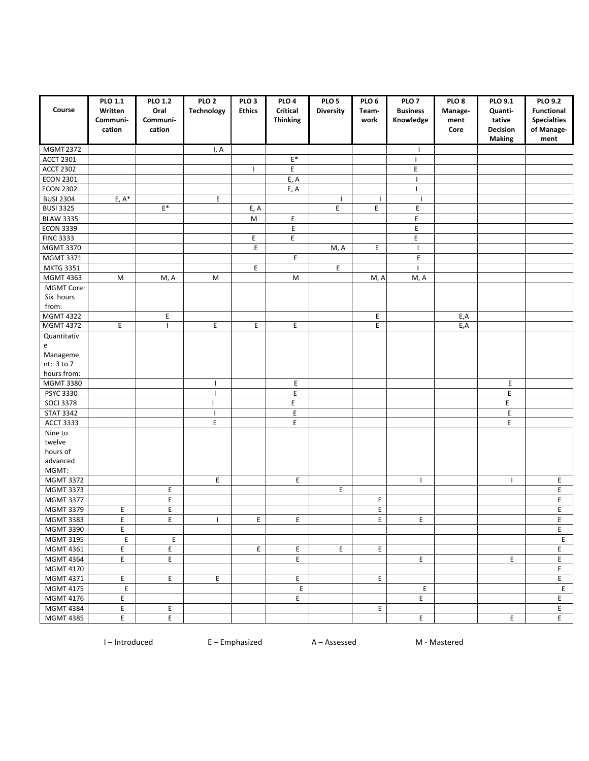| Course | PLO 1.1 Written Communication | PLO 1.2 Oral Communication | PLO 2 Technology | PLO 3 Ethics | PLO 4 Critical Thinking | PLO 5 Diversity | PLO 6 Teamwork | PLO 7 Business Knowledge | PLO 8 Management Core | PLO 9.1 Quantitative Decision Making | PLO 9.2 Functional Specialties of Management |
|---|---|---|---|---|---|---|---|---|---|---|---|
| MGMT 2372 | | | I, A | | | | | I | | | |
| ACCT 2301 | | | | | E* | | | I | | | |
| ACCT 2302 | | | | I | E | | | E | | | |
| ECON 2301 | | | | | E, A | | | I | | | |
| ECON 2302 | | | | | E, A | | | I | | | |
| BUSI 2304 | E, A* | | E | | | I | I | I | | | |
| BUSI 3325 | | E* | | E, A | | E | E | E | | | |
| BLAW 3335 | | | | M | E | | | E | | | |
| ECON 3339 | | | | | E | | | E | | | |
| FINC 3333 | | | | E | E | | | E | | | |
| MGMT 3370 | | | | E | | M, A | E | I | | | |
| MGMT 3371 | | | | | E | | | E | | | |
| MKTG 3351 | | | | E | | E | | I | | | |
| MGMT 4363 | M | M, A | M | | M | | M, A | M, A | | | |
| MGMT Core: Six hours from: | | | | | | | | | | | |
| MGMT 4322 | | E | | | | | E | | E,A | | |
| MGMT 4372 | E | I | E | E | E | | E | | E,A | | |
| Quantitative Management: 3 to 7 hours from: | | | | | | | | | | | |
| MGMT 3380 | | | I | | E | | | | | E | |
| PSYC 3330 | | | I | | E | | | | | E | |
| SOCI 3378 | | | I | | E | | | | | E | |
| STAT 3342 | | | I | | E | | | | | E | |
| ACCT 3333 | | | E | | E | | | | | E | |
| Nine to twelve hours of advanced MGMT: | | | | | | | | | | | |
| MGMT 3372 | | | E | | E | | | I | | I | E |
| MGMT 3373 | | E | | | | E | | | | | E |
| MGMT 3377 | | E | | | | | E | | | | E |
| MGMT 3379 | E | E | | | | | E | | | | E |
| MGMT 3383 | E | E | I | E | E | | E | E | | | E |
| MGMT 3390 | E | | | | | | | | | | E |
| MGMT 3195 | E | E | | | | | | | | | E |
| MGMT 4361 | E | E | | E | E | E | E | | | | E |
| MGMT 4364 | E | E | | | E | | | E | | E | E |
| MGMT 4170 | | | | | | | | | | | E |
| MGMT 4371 | E | E | E | | E | | E | | | | E |
| MGMT 4175 | E | | | | E | | | E | | | E |
| MGMT 4176 | E | | | | E | | | E | | | E |
| MGMT 4384 | E | E | | | | | E | | | | E |
| MGMT 4385 | E | E | | | | | | E | | E | E |

I – Introduced E – Emphasized A – Assessed M - Mastered